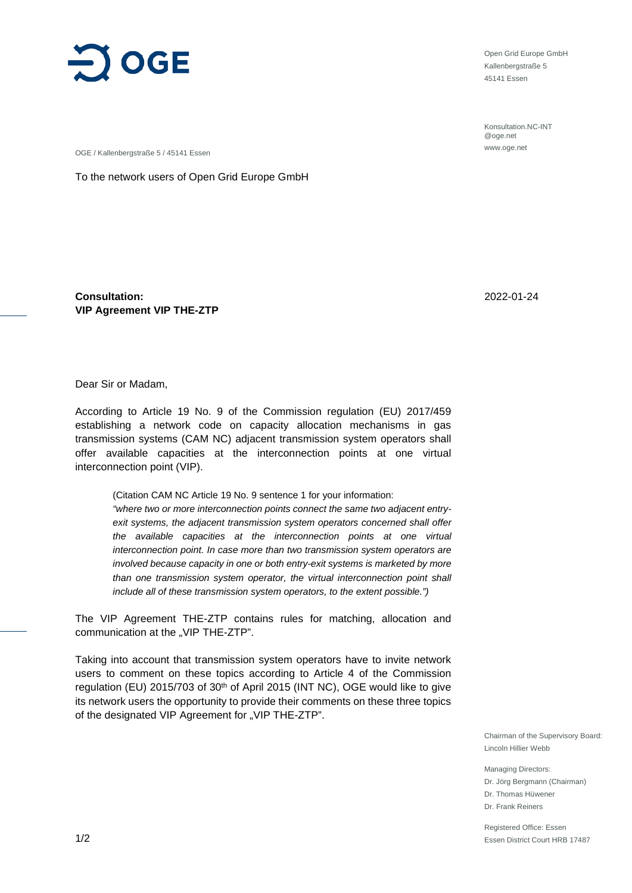Open Grid Europe GmbH
Kallenbergstraße 5
45141 Essen

Konsultation.NC-INT@oge.net
www.oge.net

OGE / Kallenbergstraße 5 / 45141 Essen

To the network users of Open Grid Europe GmbH

2022-01-24

**Consultation:**
**VIP Agreement VIP THE-ZTP**

Dear Sir or Madam,

According to Article 19 No. 9 of the Commission regulation (EU) 2017/459 establishing a network code on capacity allocation mechanisms in gas transmission systems (CAM NC) adjacent transmission system operators shall offer available capacities at the interconnection points at one virtual interconnection point (VIP).

> (Citation CAM NC Article 19 No. 9 sentence 1 for your information:
> *"where two or more interconnection points connect the same two adjacent entry-exit systems, the adjacent transmission system operators concerned shall offer the available capacities at the interconnection points at one virtual interconnection point. In case more than two transmission system operators are involved because capacity in one or both entry-exit systems is marketed by more than one transmission system operator, the virtual interconnection point shall include all of these transmission system operators, to the extent possible.")*

The VIP Agreement THE-ZTP contains rules for matching, allocation and communication at the „VIP THE-ZTP".

Taking into account that transmission system operators have to invite network users to comment on these topics according to Article 4 of the Commission regulation (EU) 2015/703 of 30th of April 2015 (INT NC), OGE would like to give its network users the opportunity to provide their comments on these three topics of the designated VIP Agreement for „VIP THE-ZTP".

Chairman of the Supervisory Board:
Lincoln Hillier Webb

Managing Directors:
Dr. Jörg Bergmann (Chairman)
Dr. Thomas Hüwener
Dr. Frank Reiners

Registered Office: Essen
Essen District Court HRB 17487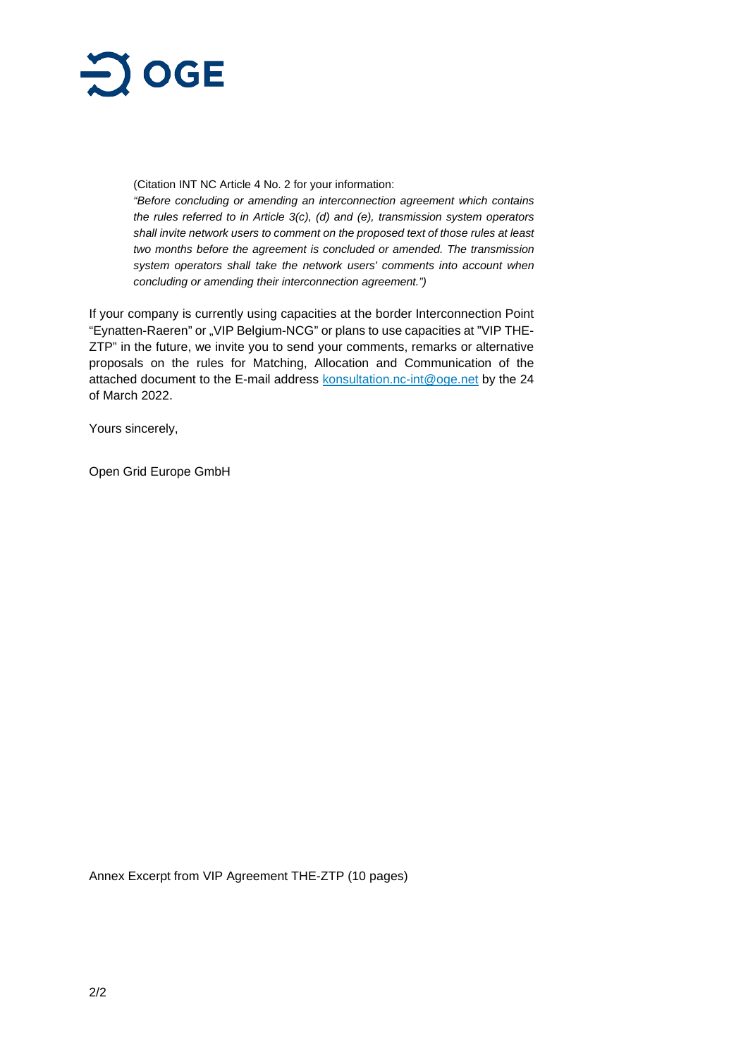(Citation INT NC Article 4 No. 2 for your information:

*"Before concluding or amending an interconnection agreement which contains the rules referred to in Article 3(c), (d) and (e), transmission system operators shall invite network users to comment on the proposed text of those rules at least two months before the agreement is concluded or amended. The transmission system operators shall take the network users' comments into account when concluding or amending their interconnection agreement.")*

If your company is currently using capacities at the border Interconnection Point "Eynatten-Raeren" or „VIP Belgium-NCG" or plans to use capacities at "VIP THE-ZTP" in the future, we invite you to send your comments, remarks or alternative proposals on the rules for Matching, Allocation and Communication of the attached document to the E-mail address konsultation.nc-int@oge.net by the 24 of March 2022.

Yours sincerely,

Open Grid Europe GmbH

Annex Excerpt from VIP Agreement THE-ZTP (10 pages)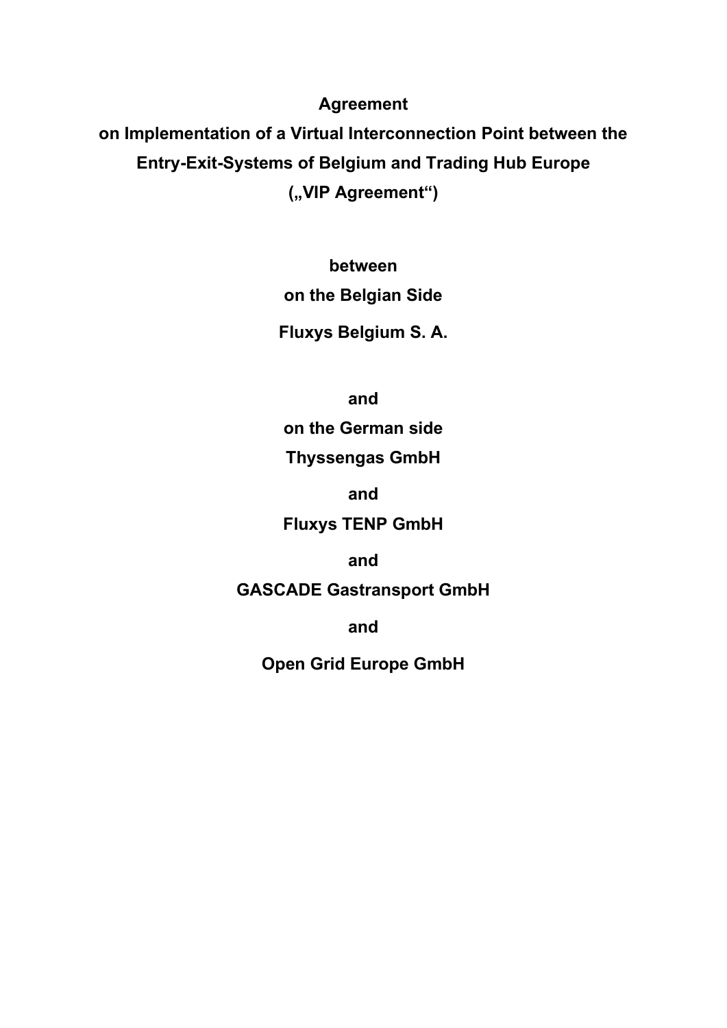**Agreement**

**on Implementation of a Virtual Interconnection Point between the Entry-Exit-Systems of Belgium and Trading Hub Europe**

**(„VIP Agreement“)**

**between**

**on the Belgian Side**

**Fluxys Belgium S. A.**

**and**

**on the German side**

**Thyssengas GmbH**

**and**

**Fluxys TENP GmbH**

**and**

**GASCADE Gastransport GmbH**

**and**

**Open Grid Europe GmbH**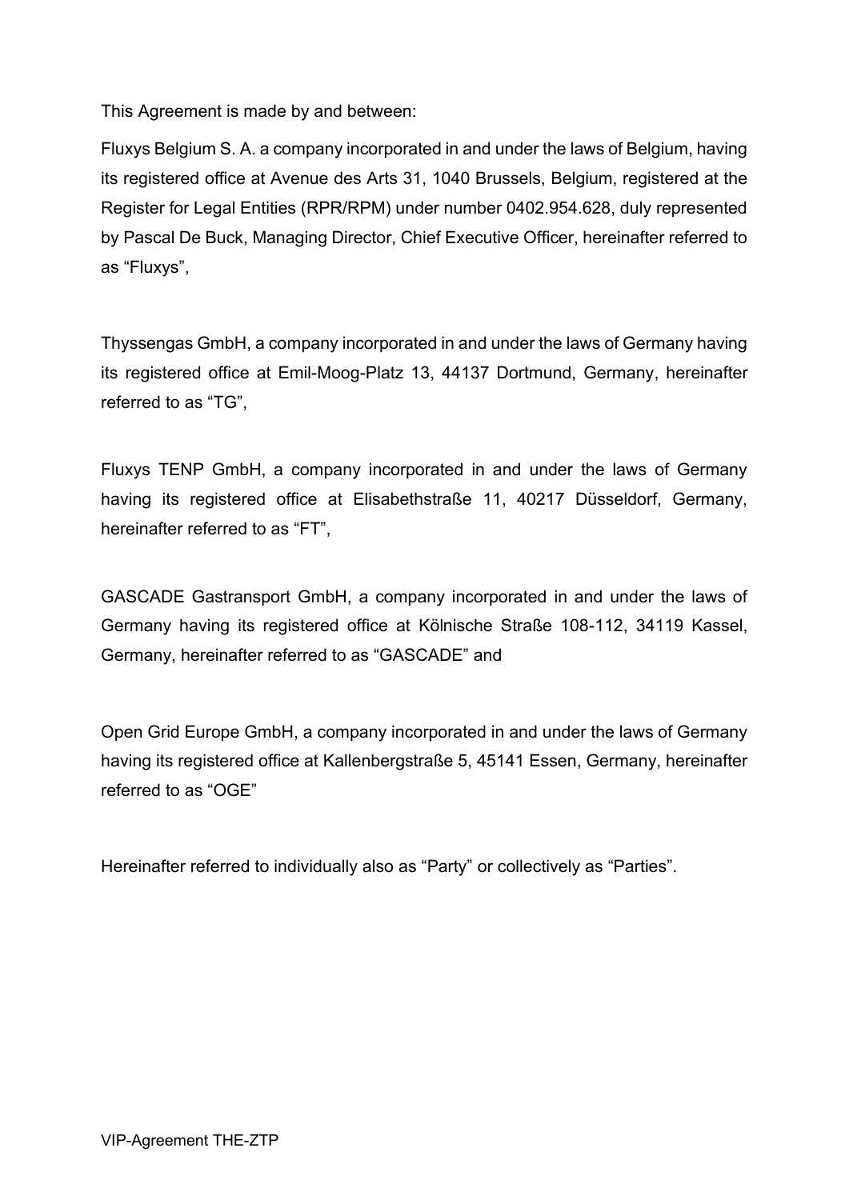This Agreement is made by and between:

Fluxys Belgium S. A. a company incorporated in and under the laws of Belgium, having its registered office at Avenue des Arts 31, 1040 Brussels, Belgium, registered at the Register for Legal Entities (RPR/RPM) under number 0402.954.628, duly represented by Pascal De Buck, Managing Director, Chief Executive Officer, hereinafter referred to as “Fluxys”,

Thyssengas GmbH, a company incorporated in and under the laws of Germany having its registered office at Emil-Moog-Platz 13, 44137 Dortmund, Germany, hereinafter referred to as “TG”,

Fluxys TENP GmbH, a company incorporated in and under the laws of Germany having its registered office at Elisabethstraße 11, 40217 Düsseldorf, Germany, hereinafter referred to as “FT”,

GASCADE Gastransport GmbH, a company incorporated in and under the laws of Germany having its registered office at Kölnische Straße 108-112, 34119 Kassel, Germany, hereinafter referred to as “GASCADE” and

Open Grid Europe GmbH, a company incorporated in and under the laws of Germany having its registered office at Kallenbergstraße 5, 45141 Essen, Germany, hereinafter referred to as “OGE”

Hereinafter referred to individually also as “Party” or collectively as “Parties”.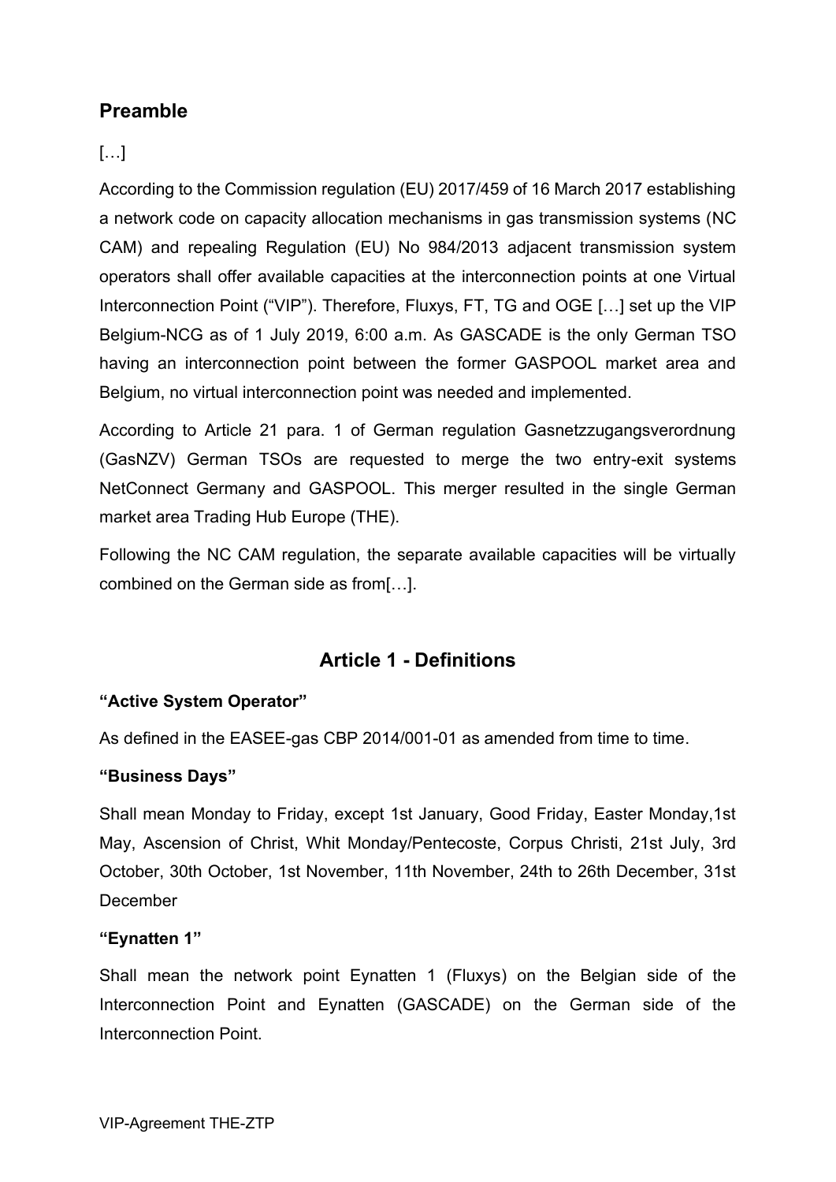## Preamble

[…]

According to the Commission regulation (EU) 2017/459 of 16 March 2017 establishing a network code on capacity allocation mechanisms in gas transmission systems (NC CAM) and repealing Regulation (EU) No 984/2013 adjacent transmission system operators shall offer available capacities at the interconnection points at one Virtual Interconnection Point ("VIP"). Therefore, Fluxys, FT, TG and OGE […] set up the VIP Belgium-NCG as of 1 July 2019, 6:00 a.m. As GASCADE is the only German TSO having an interconnection point between the former GASPOOL market area and Belgium, no virtual interconnection point was needed and implemented.

According to Article 21 para. 1 of German regulation Gasnetzzugangsverordnung (GasNZV) German TSOs are requested to merge the two entry-exit systems NetConnect Germany and GASPOOL. This merger resulted in the single German market area Trading Hub Europe (THE).

Following the NC CAM regulation, the separate available capacities will be virtually combined on the German side as from[…].

## Article 1 - Definitions

**"Active System Operator"**

As defined in the EASEE-gas CBP 2014/001-01 as amended from time to time.

**"Business Days"**

Shall mean Monday to Friday, except 1st January, Good Friday, Easter Monday,1st May, Ascension of Christ, Whit Monday/Pentecoste, Corpus Christi, 21st July, 3rd October, 30th October, 1st November, 11th November, 24th to 26th December, 31st December

**"Eynatten 1"**

Shall mean the network point Eynatten 1 (Fluxys) on the Belgian side of the Interconnection Point and Eynatten (GASCADE) on the German side of the Interconnection Point.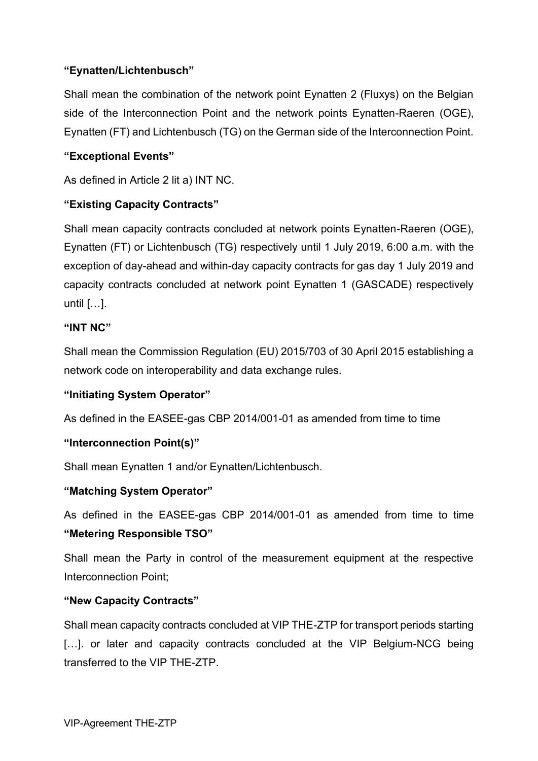**“Eynatten/Lichtenbusch”**

Shall mean the combination of the network point Eynatten 2 (Fluxys) on the Belgian side of the Interconnection Point and the network points Eynatten-Raeren (OGE), Eynatten (FT) and Lichtenbusch (TG) on the German side of the Interconnection Point.

**“Exceptional Events”**

As defined in Article 2 lit a) INT NC.

**“Existing Capacity Contracts”**

Shall mean capacity contracts concluded at network points Eynatten-Raeren (OGE), Eynatten (FT) or Lichtenbusch (TG) respectively until 1 July 2019, 6:00 a.m. with the exception of day-ahead and within-day capacity contracts for gas day 1 July 2019 and capacity contracts concluded at network point Eynatten 1 (GASCADE) respectively until […].

**“INT NC”**

Shall mean the Commission Regulation (EU) 2015/703 of 30 April 2015 establishing a network code on interoperability and data exchange rules.

**“Initiating System Operator”**

As defined in the EASEE-gas CBP 2014/001-01 as amended from time to time

**“Interconnection Point(s)”**

Shall mean Eynatten 1 and/or Eynatten/Lichtenbusch.

**“Matching System Operator”**

As defined in the EASEE-gas CBP 2014/001-01 as amended from time to time

**“Metering Responsible TSO”**

Shall mean the Party in control of the measurement equipment at the respective Interconnection Point;

**“New Capacity Contracts”**

Shall mean capacity contracts concluded at VIP THE-ZTP for transport periods starting […]. or later and capacity contracts concluded at the VIP Belgium-NCG being transferred to the VIP THE-ZTP.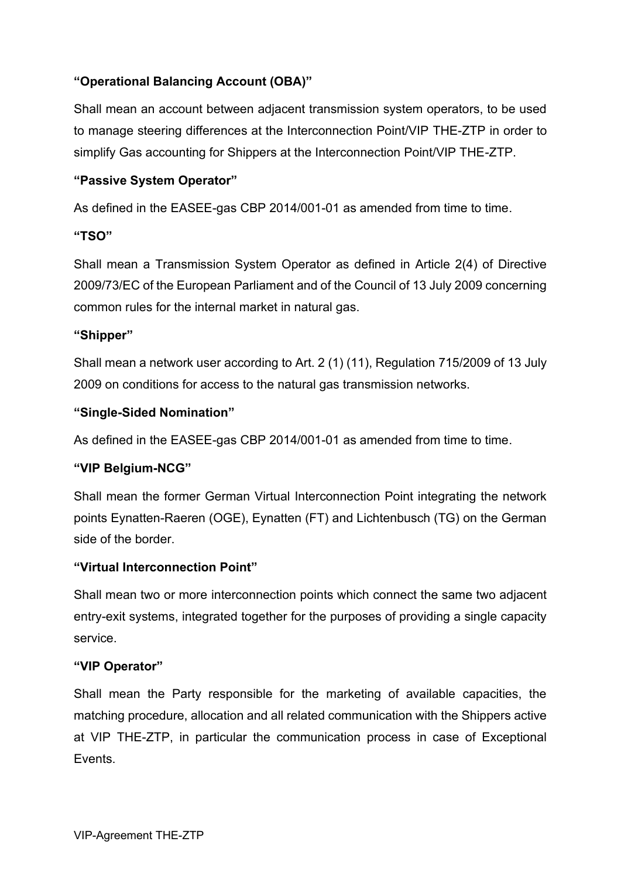**“Operational Balancing Account (OBA)”**

Shall mean an account between adjacent transmission system operators, to be used to manage steering differences at the Interconnection Point/VIP THE-ZTP in order to simplify Gas accounting for Shippers at the Interconnection Point/VIP THE-ZTP.

**“Passive System Operator”**

As defined in the EASEE-gas CBP 2014/001-01 as amended from time to time.

**“TSO”**

Shall mean a Transmission System Operator as defined in Article 2(4) of Directive 2009/73/EC of the European Parliament and of the Council of 13 July 2009 concerning common rules for the internal market in natural gas.

**“Shipper”**

Shall mean a network user according to Art. 2 (1) (11), Regulation 715/2009 of 13 July 2009 on conditions for access to the natural gas transmission networks.

**“Single-Sided Nomination”**

As defined in the EASEE-gas CBP 2014/001-01 as amended from time to time.

**“VIP Belgium-NCG”**

Shall mean the former German Virtual Interconnection Point integrating the network points Eynatten-Raeren (OGE), Eynatten (FT) and Lichtenbusch (TG) on the German side of the border.

**“Virtual Interconnection Point”**

Shall mean two or more interconnection points which connect the same two adjacent entry-exit systems, integrated together for the purposes of providing a single capacity service.

**“VIP Operator”**

Shall mean the Party responsible for the marketing of available capacities, the matching procedure, allocation and all related communication with the Shippers active at VIP THE-ZTP, in particular the communication process in case of Exceptional Events.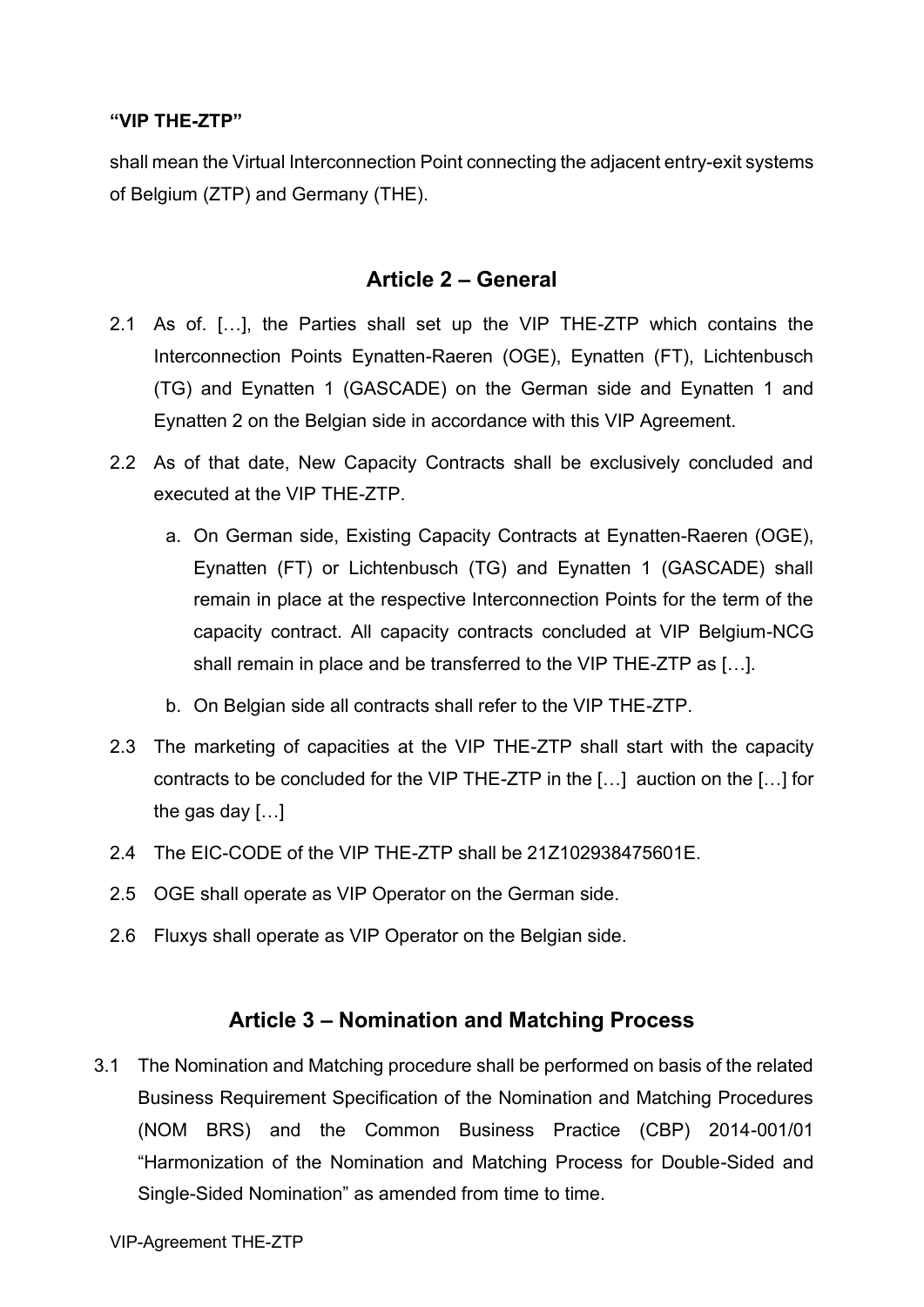**“VIP THE-ZTP”**

shall mean the Virtual Interconnection Point connecting the adjacent entry-exit systems of Belgium (ZTP) and Germany (THE).

## Article 2 – General

2.1 As of. […], the Parties shall set up the VIP THE-ZTP which contains the Interconnection Points Eynatten-Raeren (OGE), Eynatten (FT), Lichtenbusch (TG) and Eynatten 1 (GASCADE) on the German side and Eynatten 1 and Eynatten 2 on the Belgian side in accordance with this VIP Agreement.

2.2 As of that date, New Capacity Contracts shall be exclusively concluded and executed at the VIP THE-ZTP.

   a. On German side, Existing Capacity Contracts at Eynatten-Raeren (OGE), Eynatten (FT) or Lichtenbusch (TG) and Eynatten 1 (GASCADE) shall remain in place at the respective Interconnection Points for the term of the capacity contract. All capacity contracts concluded at VIP Belgium-NCG shall remain in place and be transferred to the VIP THE-ZTP as […].

   b. On Belgian side all contracts shall refer to the VIP THE-ZTP.

2.3 The marketing of capacities at the VIP THE-ZTP shall start with the capacity contracts to be concluded for the VIP THE-ZTP in the […] auction on the […] for the gas day […]

2.4 The EIC-CODE of the VIP THE-ZTP shall be 21Z102938475601E.

2.5 OGE shall operate as VIP Operator on the German side.

2.6 Fluxys shall operate as VIP Operator on the Belgian side.

## Article 3 – Nomination and Matching Process

3.1 The Nomination and Matching procedure shall be performed on basis of the related Business Requirement Specification of the Nomination and Matching Procedures (NOM BRS) and the Common Business Practice (CBP) 2014-001/01 “Harmonization of the Nomination and Matching Process for Double-Sided and Single-Sided Nomination” as amended from time to time.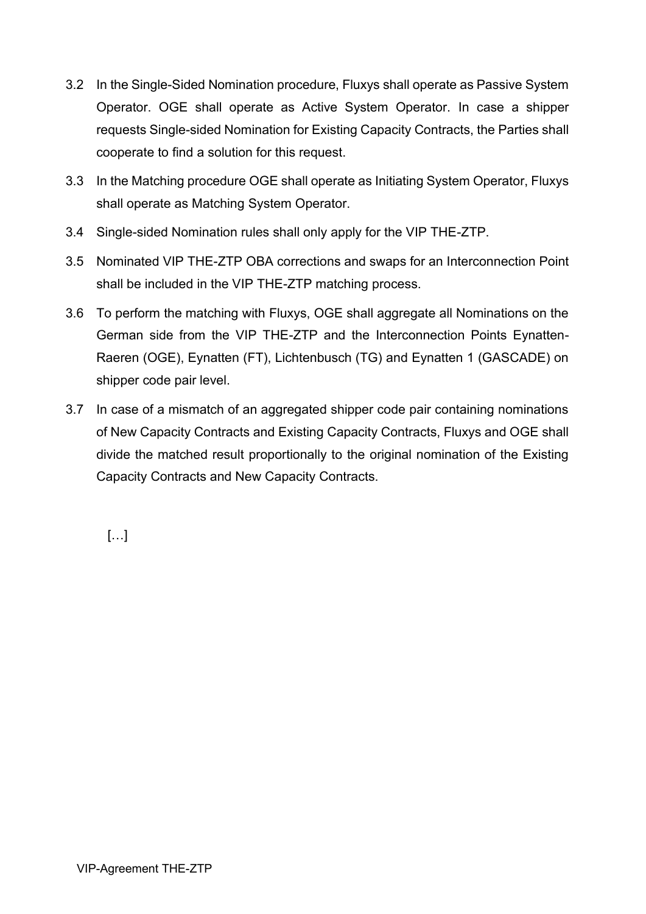3.2 In the Single-Sided Nomination procedure, Fluxys shall operate as Passive System Operator. OGE shall operate as Active System Operator. In case a shipper requests Single-sided Nomination for Existing Capacity Contracts, the Parties shall cooperate to find a solution for this request.

3.3 In the Matching procedure OGE shall operate as Initiating System Operator, Fluxys shall operate as Matching System Operator.

3.4 Single-sided Nomination rules shall only apply for the VIP THE-ZTP.

3.5 Nominated VIP THE-ZTP OBA corrections and swaps for an Interconnection Point shall be included in the VIP THE-ZTP matching process.

3.6 To perform the matching with Fluxys, OGE shall aggregate all Nominations on the German side from the VIP THE-ZTP and the Interconnection Points Eynatten-Raeren (OGE), Eynatten (FT), Lichtenbusch (TG) and Eynatten 1 (GASCADE) on shipper code pair level.

3.7 In case of a mismatch of an aggregated shipper code pair containing nominations of New Capacity Contracts and Existing Capacity Contracts, Fluxys and OGE shall divide the matched result proportionally to the original nomination of the Existing Capacity Contracts and New Capacity Contracts.

[…]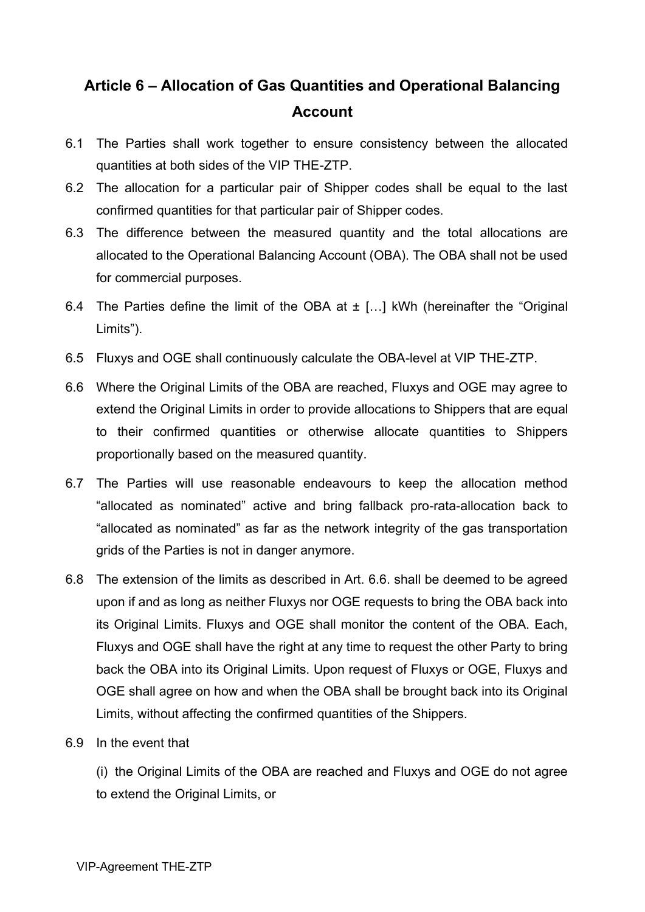## Article 6 – Allocation of Gas Quantities and Operational Balancing Account

6.1 The Parties shall work together to ensure consistency between the allocated quantities at both sides of the VIP THE-ZTP.

6.2 The allocation for a particular pair of Shipper codes shall be equal to the last confirmed quantities for that particular pair of Shipper codes.

6.3 The difference between the measured quantity and the total allocations are allocated to the Operational Balancing Account (OBA). The OBA shall not be used for commercial purposes.

6.4 The Parties define the limit of the OBA at ± […] kWh (hereinafter the "Original Limits").

6.5 Fluxys and OGE shall continuously calculate the OBA-level at VIP THE-ZTP.

6.6 Where the Original Limits of the OBA are reached, Fluxys and OGE may agree to extend the Original Limits in order to provide allocations to Shippers that are equal to their confirmed quantities or otherwise allocate quantities to Shippers proportionally based on the measured quantity.

6.7 The Parties will use reasonable endeavours to keep the allocation method "allocated as nominated" active and bring fallback pro-rata-allocation back to "allocated as nominated" as far as the network integrity of the gas transportation grids of the Parties is not in danger anymore.

6.8 The extension of the limits as described in Art. 6.6. shall be deemed to be agreed upon if and as long as neither Fluxys nor OGE requests to bring the OBA back into its Original Limits. Fluxys and OGE shall monitor the content of the OBA. Each, Fluxys and OGE shall have the right at any time to request the other Party to bring back the OBA into its Original Limits. Upon request of Fluxys or OGE, Fluxys and OGE shall agree on how and when the OBA shall be brought back into its Original Limits, without affecting the confirmed quantities of the Shippers.

6.9 In the event that

(i) the Original Limits of the OBA are reached and Fluxys and OGE do not agree to extend the Original Limits, or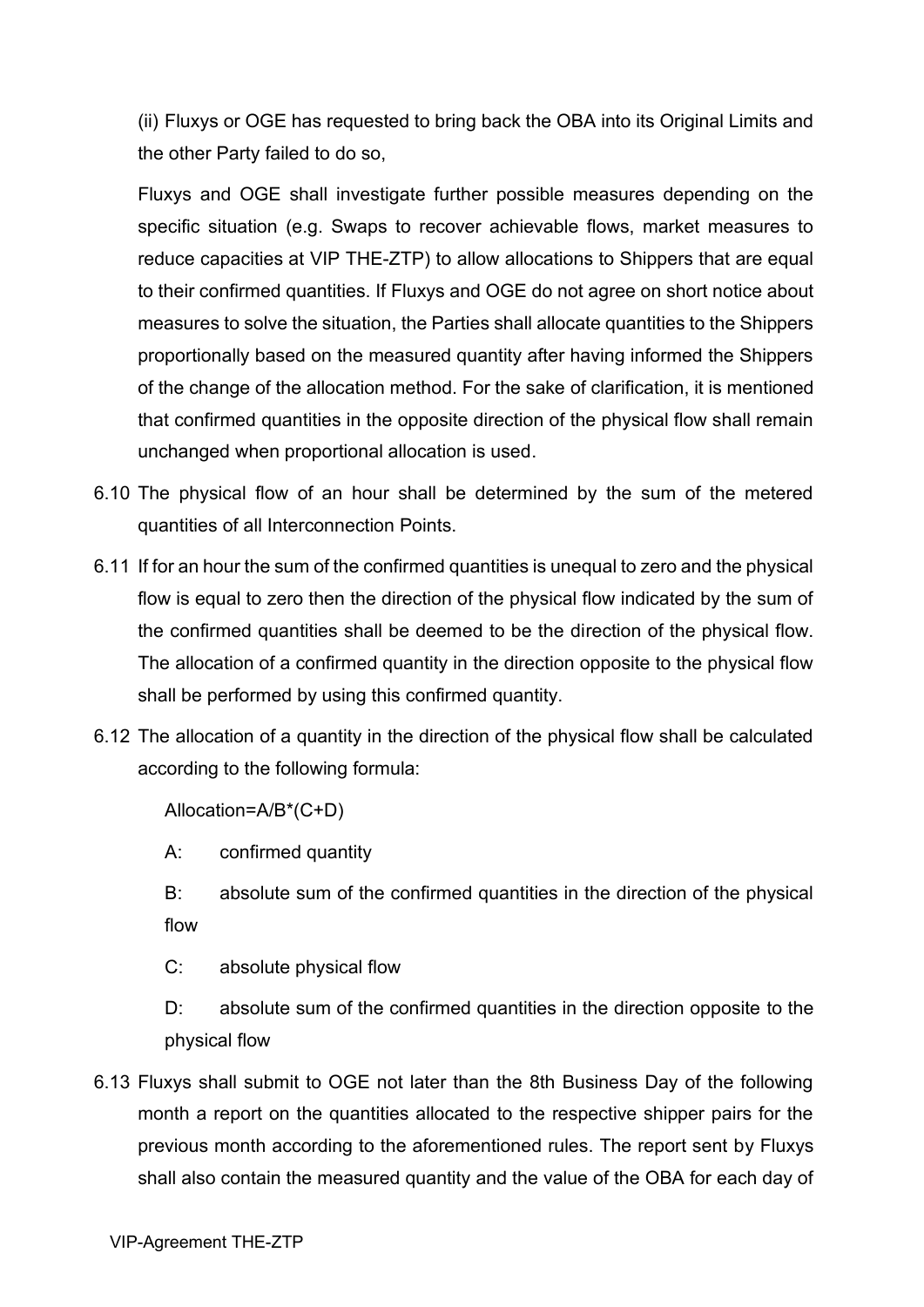(ii) Fluxys or OGE has requested to bring back the OBA into its Original Limits and the other Party failed to do so,

Fluxys and OGE shall investigate further possible measures depending on the specific situation (e.g. Swaps to recover achievable flows, market measures to reduce capacities at VIP THE-ZTP) to allow allocations to Shippers that are equal to their confirmed quantities. If Fluxys and OGE do not agree on short notice about measures to solve the situation, the Parties shall allocate quantities to the Shippers proportionally based on the measured quantity after having informed the Shippers of the change of the allocation method. For the sake of clarification, it is mentioned that confirmed quantities in the opposite direction of the physical flow shall remain unchanged when proportional allocation is used.

6.10 The physical flow of an hour shall be determined by the sum of the metered quantities of all Interconnection Points.

6.11 If for an hour the sum of the confirmed quantities is unequal to zero and the physical flow is equal to zero then the direction of the physical flow indicated by the sum of the confirmed quantities shall be deemed to be the direction of the physical flow. The allocation of a confirmed quantity in the direction opposite to the physical flow shall be performed by using this confirmed quantity.

6.12 The allocation of a quantity in the direction of the physical flow shall be calculated according to the following formula:

Allocation=A/B*(C+D)

A: confirmed quantity

B: absolute sum of the confirmed quantities in the direction of the physical flow

C: absolute physical flow

D: absolute sum of the confirmed quantities in the direction opposite to the physical flow

6.13 Fluxys shall submit to OGE not later than the 8th Business Day of the following month a report on the quantities allocated to the respective shipper pairs for the previous month according to the aforementioned rules. The report sent by Fluxys shall also contain the measured quantity and the value of the OBA for each day of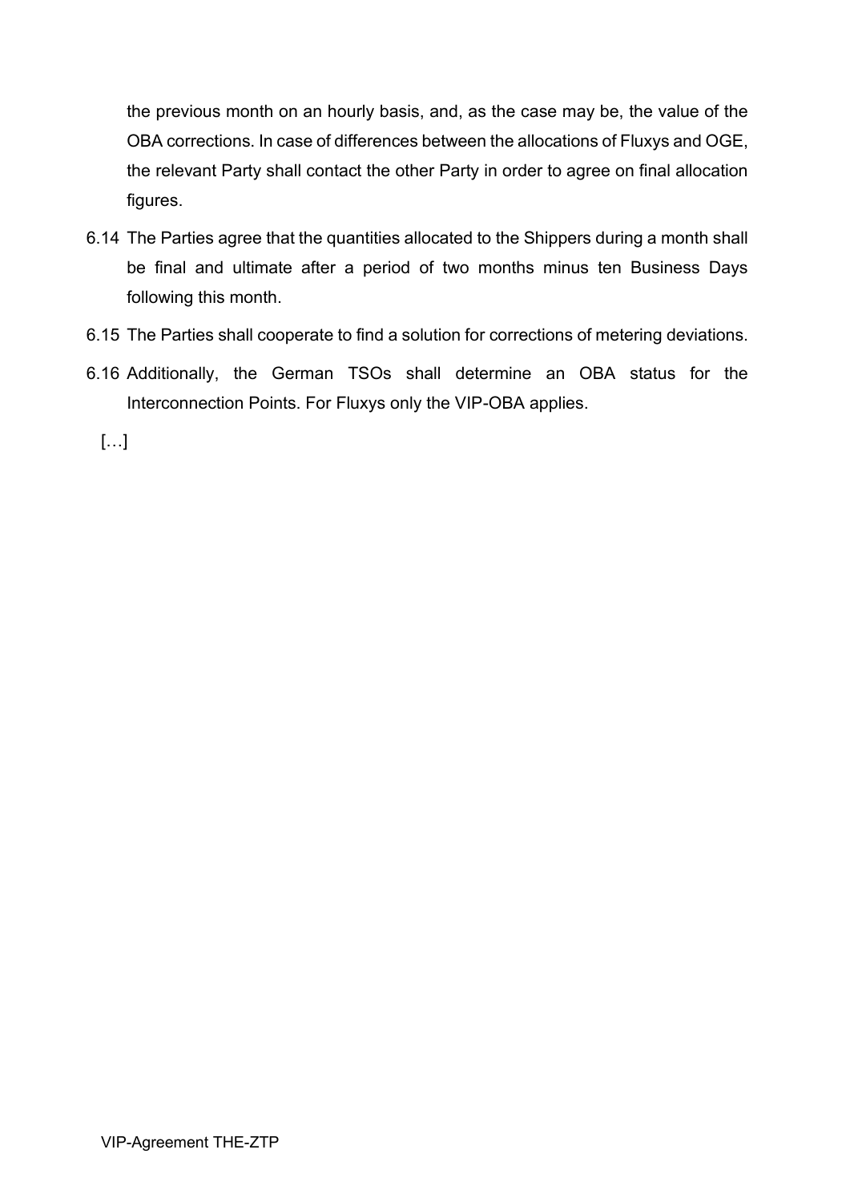the previous month on an hourly basis, and, as the case may be, the value of the OBA corrections. In case of differences between the allocations of Fluxys and OGE, the relevant Party shall contact the other Party in order to agree on final allocation figures.

6.14 The Parties agree that the quantities allocated to the Shippers during a month shall be final and ultimate after a period of two months minus ten Business Days following this month.

6.15 The Parties shall cooperate to find a solution for corrections of metering deviations.

6.16 Additionally, the German TSOs shall determine an OBA status for the Interconnection Points. For Fluxys only the VIP-OBA applies.

[…]